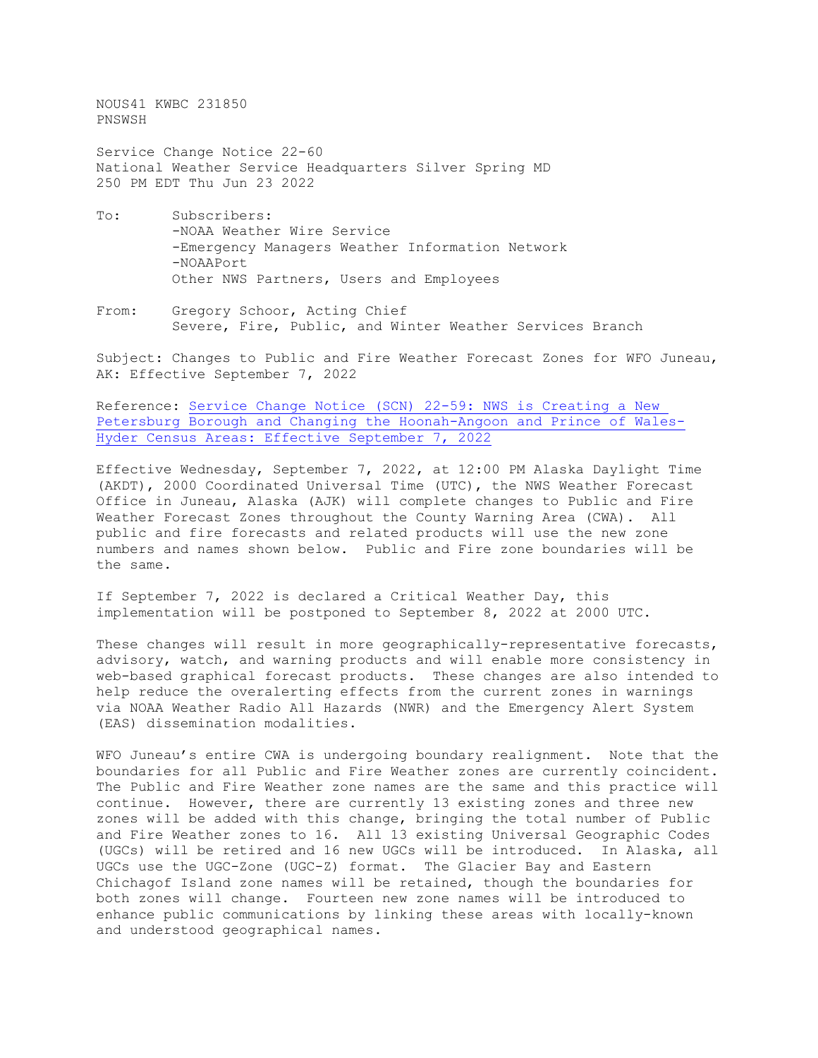NOUS41 KWBC 231850
PNSWSH

Service Change Notice 22-60
National Weather Service Headquarters Silver Spring MD
250 PM EDT Thu Jun 23 2022

To: Subscribers:
-NOAA Weather Wire Service
-Emergency Managers Weather Information Network
-NOAAPort
Other NWS Partners, Users and Employees

From: Gregory Schoor, Acting Chief
Severe, Fire, Public, and Winter Weather Services Branch

Subject: Changes to Public and Fire Weather Forecast Zones for WFO Juneau, AK: Effective September 7, 2022

Reference: Service Change Notice (SCN) 22-59: NWS is Creating a New Petersburg Borough and Changing the Hoonah-Angoon and Prince of Wales-Hyder Census Areas: Effective September 7, 2022

Effective Wednesday, September 7, 2022, at 12:00 PM Alaska Daylight Time (AKDT), 2000 Coordinated Universal Time (UTC), the NWS Weather Forecast Office in Juneau, Alaska (AJK) will complete changes to Public and Fire Weather Forecast Zones throughout the County Warning Area (CWA). All public and fire forecasts and related products will use the new zone numbers and names shown below. Public and Fire zone boundaries will be the same.

If September 7, 2022 is declared a Critical Weather Day, this implementation will be postponed to September 8, 2022 at 2000 UTC.

These changes will result in more geographically-representative forecasts, advisory, watch, and warning products and will enable more consistency in web-based graphical forecast products. These changes are also intended to help reduce the overalerting effects from the current zones in warnings via NOAA Weather Radio All Hazards (NWR) and the Emergency Alert System (EAS) dissemination modalities.

WFO Juneau's entire CWA is undergoing boundary realignment. Note that the boundaries for all Public and Fire Weather zones are currently coincident. The Public and Fire Weather zone names are the same and this practice will continue. However, there are currently 13 existing zones and three new zones will be added with this change, bringing the total number of Public and Fire Weather zones to 16. All 13 existing Universal Geographic Codes (UGCs) will be retired and 16 new UGCs will be introduced. In Alaska, all UGCs use the UGC-Zone (UGC-Z) format. The Glacier Bay and Eastern Chichagof Island zone names will be retained, though the boundaries for both zones will change. Fourteen new zone names will be introduced to enhance public communications by linking these areas with locally-known and understood geographical names.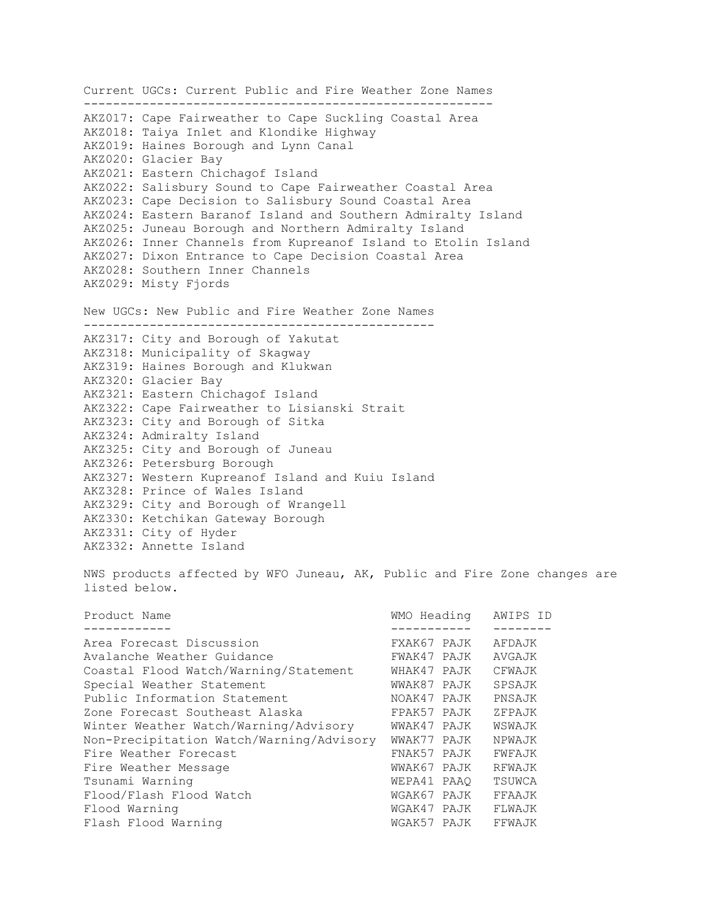Current UGCs: Current Public and Fire Weather Zone Names

---

AKZ017: Cape Fairweather to Cape Suckling Coastal Area
AKZ018: Taiya Inlet and Klondike Highway
AKZ019: Haines Borough and Lynn Canal
AKZ020: Glacier Bay
AKZ021: Eastern Chichagof Island
AKZ022: Salisbury Sound to Cape Fairweather Coastal Area
AKZ023: Cape Decision to Salisbury Sound Coastal Area
AKZ024: Eastern Baranof Island and Southern Admiralty Island
AKZ025: Juneau Borough and Northern Admiralty Island
AKZ026: Inner Channels from Kupreanof Island to Etolin Island
AKZ027: Dixon Entrance to Cape Decision Coastal Area
AKZ028: Southern Inner Channels
AKZ029: Misty Fjords

New UGCs: New Public and Fire Weather Zone Names

---

AKZ317: City and Borough of Yakutat
AKZ318: Municipality of Skagway
AKZ319: Haines Borough and Klukwan
AKZ320: Glacier Bay
AKZ321: Eastern Chichagof Island
AKZ322: Cape Fairweather to Lisianski Strait
AKZ323: City and Borough of Sitka
AKZ324: Admiralty Island
AKZ325: City and Borough of Juneau
AKZ326: Petersburg Borough
AKZ327: Western Kupreanof Island and Kuiu Island
AKZ328: Prince of Wales Island
AKZ329: City and Borough of Wrangell
AKZ330: Ketchikan Gateway Borough
AKZ331: City of Hyder
AKZ332: Annette Island

NWS products affected by WFO Juneau, AK, Public and Fire Zone changes are listed below.

| Product Name | WMO Heading | AWIPS ID |
|---|---|---|
| Area Forecast Discussion | FXAK67 PAJK | AFDAJK |
| Avalanche Weather Guidance | FWAK47 PAJK | AVGAJK |
| Coastal Flood Watch/Warning/Statement | WHAK47 PAJK | CFWAJK |
| Special Weather Statement | WWAK87 PAJK | SPSAJK |
| Public Information Statement | NOAK47 PAJK | PNSAJK |
| Zone Forecast Southeast Alaska | FPAK57 PAJK | ZFPAJK |
| Winter Weather Watch/Warning/Advisory | WWAK47 PAJK | WSWAJK |
| Non-Precipitation Watch/Warning/Advisory | WWAK77 PAJK | NPWAJK |
| Fire Weather Forecast | FNAK57 PAJK | FWFAJK |
| Fire Weather Message | WWAK67 PAJK | RFWAJK |
| Tsunami Warning | WEPA41 PAAQ | TSUWCA |
| Flood/Flash Flood Watch | WGAK67 PAJK | FFAAJK |
| Flood Warning | WGAK47 PAJK | FLWAJK |
| Flash Flood Warning | WGAK57 PAJK | FFWAJK |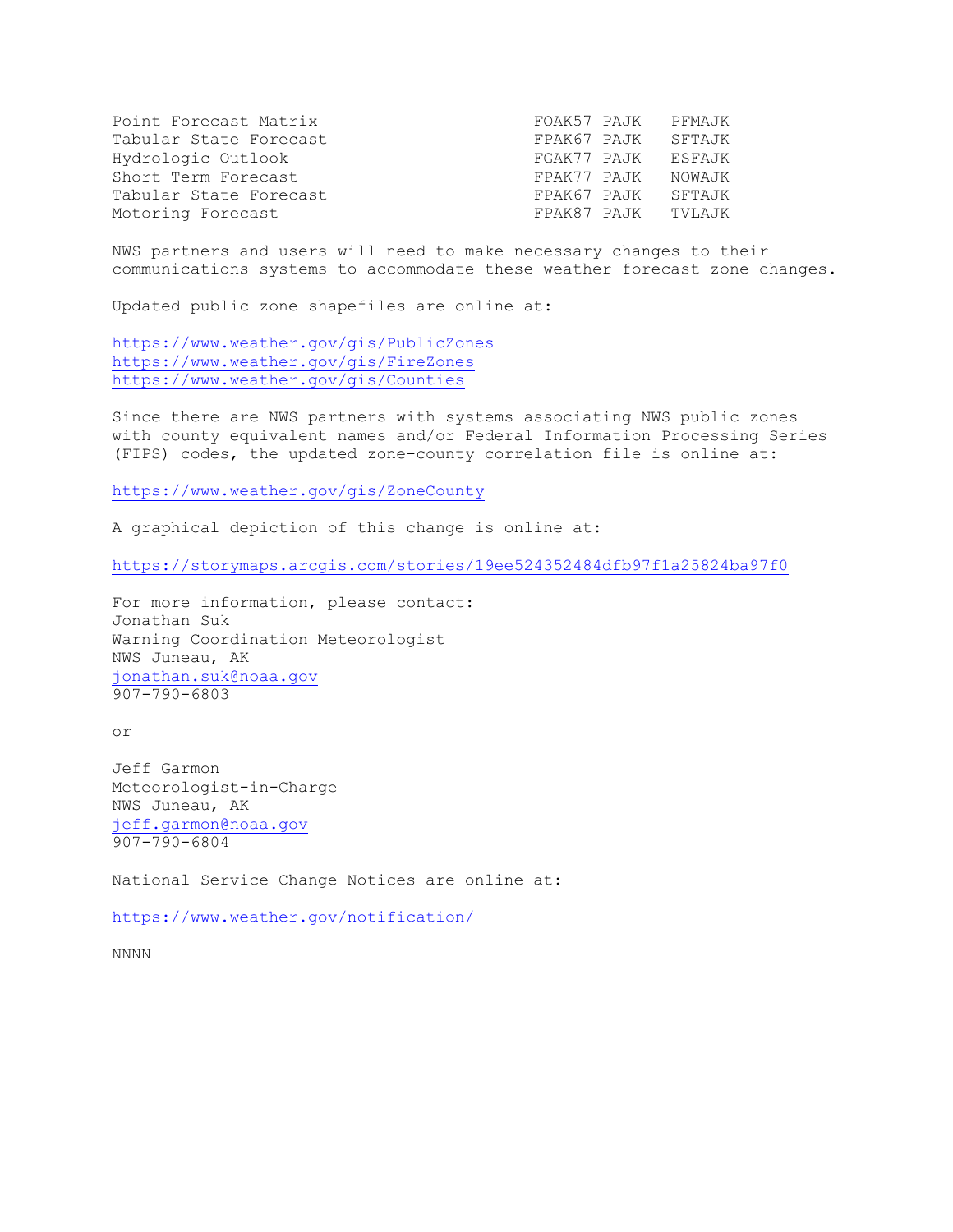| | | |
|---|---|---|
| Point Forecast Matrix | FOAK57 PAJK | PFMAJK |
| Tabular State Forecast | FPAK67 PAJK | SFTAJK |
| Hydrologic Outlook | FGAK77 PAJK | ESFAJK |
| Short Term Forecast | FPAK77 PAJK | NOWAJK |
| Tabular State Forecast | FPAK67 PAJK | SFTAJK |
| Motoring Forecast | FPAK87 PAJK | TVLAJK |

NWS partners and users will need to make necessary changes to their communications systems to accommodate these weather forecast zone changes.

Updated public zone shapefiles are online at:

https://www.weather.gov/gis/PublicZones
https://www.weather.gov/gis/FireZones
https://www.weather.gov/gis/Counties

Since there are NWS partners with systems associating NWS public zones with county equivalent names and/or Federal Information Processing Series (FIPS) codes, the updated zone-county correlation file is online at:

https://www.weather.gov/gis/ZoneCounty

A graphical depiction of this change is online at:

https://storymaps.arcgis.com/stories/19ee524352484dfb97f1a25824ba97f0

For more information, please contact:
Jonathan Suk
Warning Coordination Meteorologist
NWS Juneau, AK
jonathan.suk@noaa.gov
907-790-6803

or

Jeff Garmon
Meteorologist-in-Charge
NWS Juneau, AK
jeff.garmon@noaa.gov
907-790-6804

National Service Change Notices are online at:

https://www.weather.gov/notification/

NNNN